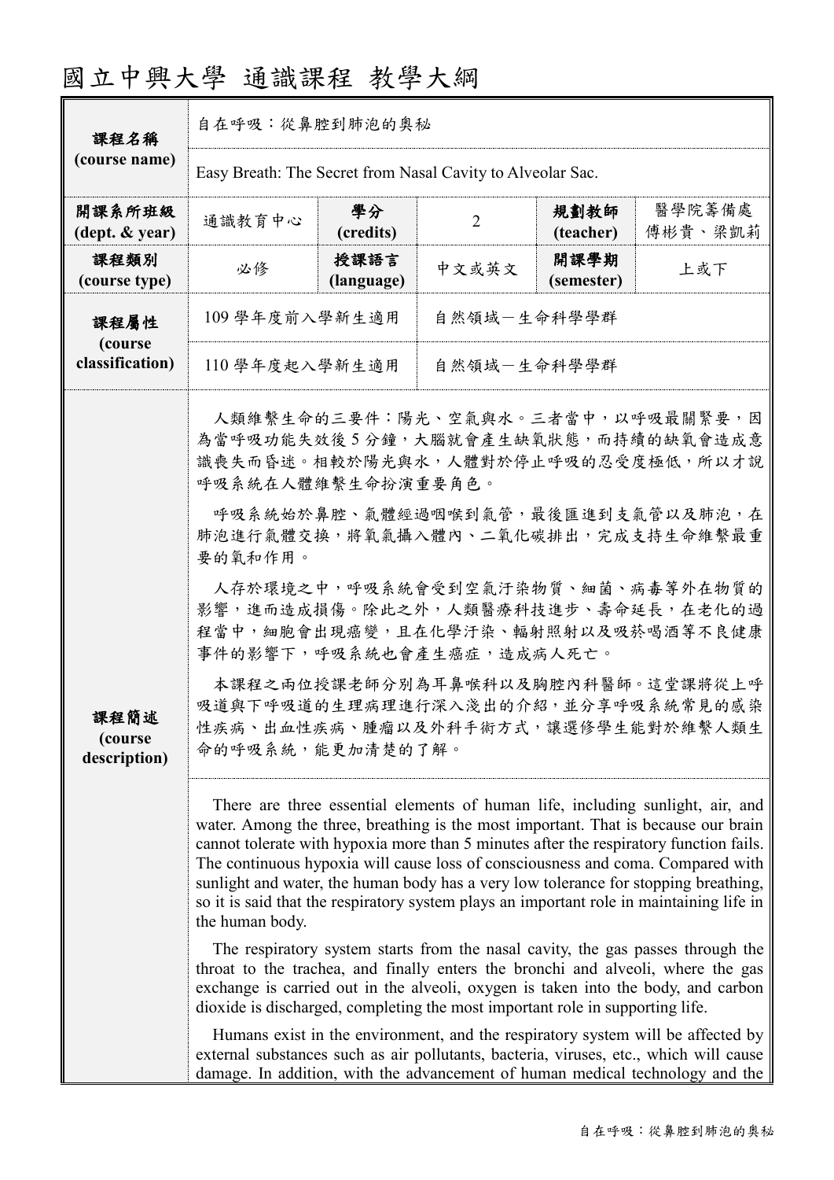# 國立中興大學 通識課程 教學大綱

| 課程名稱 (course name) | 自在呼吸：從鼻腔到肺泡的奧秘 | | | | |
|---|---|---|---|---|---|
| | Easy Breath: The Secret from Nasal Cavity to Alveolar Sac. | | | | |
| 開課系所班級 (dept. & year) | 通識教育中心 | 學分 (credits) | 2 | 規劃教師 (teacher) | 醫學院籌備處 傅彬貴、梁凱莉 |
| 課程類別 (course type) | 必修 | 授課語言 (language) | 中文或英文 | 開課學期 (semester) | 上或下 |
| 課程屬性 (course classification) | 109 學年度前入學新生適用 | 自然領域－生命科學學群 | | | |
| | 110 學年度起入學新生適用 | 自然領域－生命科學學群 | | | |

**課程簡述 (course description)**

人類維繫生命的三要件：陽光、空氣與水。三者當中，以呼吸最關緊要，因為當呼吸功能失效後 5 分鐘，大腦就會產生缺氧狀態，而持續的缺氧會造成意識喪失而昏迷。相較於陽光與水，人體對於停止呼吸的忍受度極低，所以才說呼吸系統在人體維繫生命扮演重要角色。

呼吸系統始於鼻腔、氣體經過咽喉到氣管，最後匯進到支氣管以及肺泡，在肺泡進行氣體交換，將氧氣攝入體內、二氧化碳排出，完成支持生命維繫最重要的氧和作用。

人存於環境之中，呼吸系統會受到空氣汙染物質、細菌、病毒等外在物質的影響，進而造成損傷。除此之外，人類醫療科技進步、壽命延長，在老化的過程當中，細胞會出現癌變，且在化學汙染、輻射照射以及吸菸喝酒等不良健康事件的影響下，呼吸系統也會產生癌症，造成病人死亡。

本課程之兩位授課老師分別為耳鼻喉科以及胸腔內科醫師。這堂課將從上呼吸道與下呼吸道的生理病理進行深入淺出的介紹，並分享呼吸系統常見的感染性疾病、出血性疾病、腫瘤以及外科手術方式，讓選修學生能對於維繫人類生命的呼吸系統，能更加清楚的了解。

There are three essential elements of human life, including sunlight, air, and water. Among the three, breathing is the most important. That is because our brain cannot tolerate with hypoxia more than 5 minutes after the respiratory function fails. The continuous hypoxia will cause loss of consciousness and coma. Compared with sunlight and water, the human body has a very low tolerance for stopping breathing, so it is said that the respiratory system plays an important role in maintaining life in the human body.

The respiratory system starts from the nasal cavity, the gas passes through the throat to the trachea, and finally enters the bronchi and alveoli, where the gas exchange is carried out in the alveoli, oxygen is taken into the body, and carbon dioxide is discharged, completing the most important role in supporting life.

Humans exist in the environment, and the respiratory system will be affected by external substances such as air pollutants, bacteria, viruses, etc., which will cause damage. In addition, with the advancement of human medical technology and the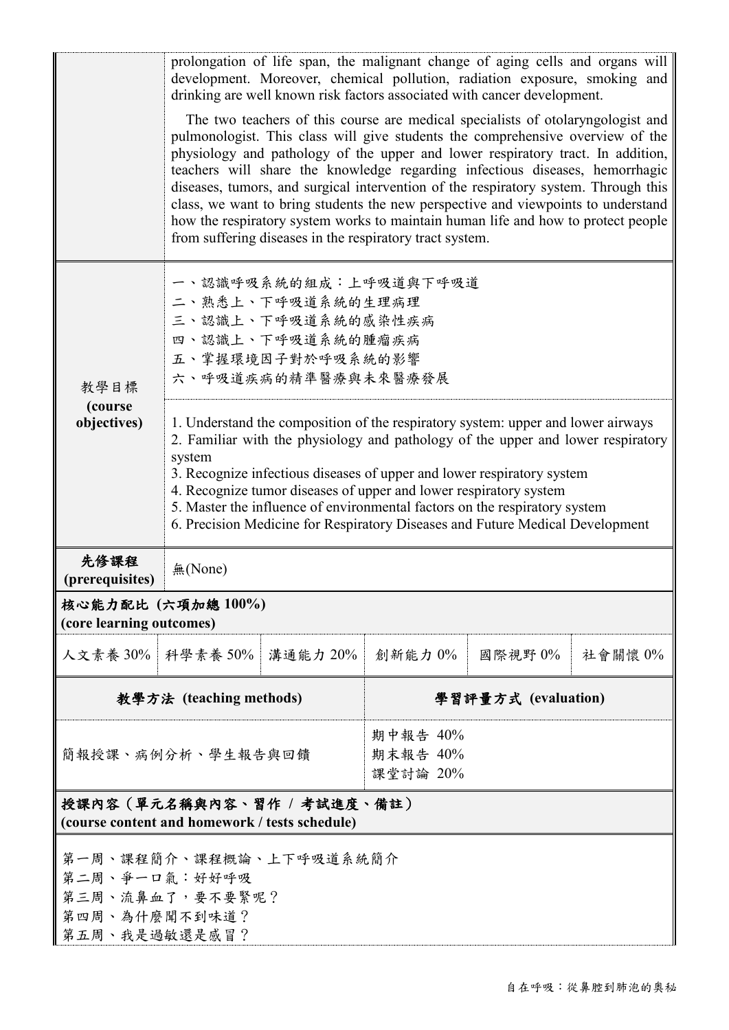| | |
|---|---|
| | prolongation of life span, the malignant change of aging cells and organs will development. Moreover, chemical pollution, radiation exposure, smoking and drinking are well known risk factors associated with cancer development.<br><br>The two teachers of this course are medical specialists of otolaryngologist and pulmonologist. This class will give students the comprehensive overview of the physiology and pathology of the upper and lower respiratory tract. In addition, teachers will share the knowledge regarding infectious diseases, hemorrhagic diseases, tumors, and surgical intervention of the respiratory system. Through this class, we want to bring students the new perspective and viewpoints to understand how the respiratory system works to maintain human life and how to protect people from suffering diseases in the respiratory tract system. |
| 教學目標<br>**(course objectives)** | 一、認識呼吸系統的組成：上呼吸道與下呼吸道<br>二、熟悉上、下呼吸道系統的生理病理<br>三、認識上、下呼吸道系統的感染性疾病<br>四、認識上、下呼吸道系統的腫瘤疾病<br>五、掌握環境因子對於呼吸系統的影響<br>六、呼吸道疾病的精準醫療與未來醫療發展 |
| | 1. Understand the composition of the respiratory system: upper and lower airways<br>2. Familiar with the physiology and pathology of the upper and lower respiratory system<br>3. Recognize infectious diseases of upper and lower respiratory system<br>4. Recognize tumor diseases of upper and lower respiratory system<br>5. Master the influence of environmental factors on the respiratory system<br>6. Precision Medicine for Respiratory Diseases and Future Medical Development |
| **先修課程 (prerequisites)** | 無(None) |

**核心能力配比 (六項加總 100%)**
**(core learning outcomes)**

| 人文素養 30% | 科學素養 50% | 溝通能力 20% | 創新能力 0% | 國際視野 0% | 社會關懷 0% |
|---|---|---|---|---|---|

| **教學方法 (teaching methods)** | **學習評量方式 (evaluation)** |
|---|---|
| 簡報授課、病例分析、學生報告與回饋 | 期中報告 40%<br>期末報告 40%<br>課堂討論 20% |

**授課內容（單元名稱與內容、習作 / 考試進度、備註）**
**(course content and homework / tests schedule)**

第一周、課程簡介、課程概論、上下呼吸道系統簡介
第二周、爭一口氣：好好呼吸
第三周、流鼻血了，要不要緊呢？
第四周、為什麼聞不到味道？
第五周、我是過敏還是感冒？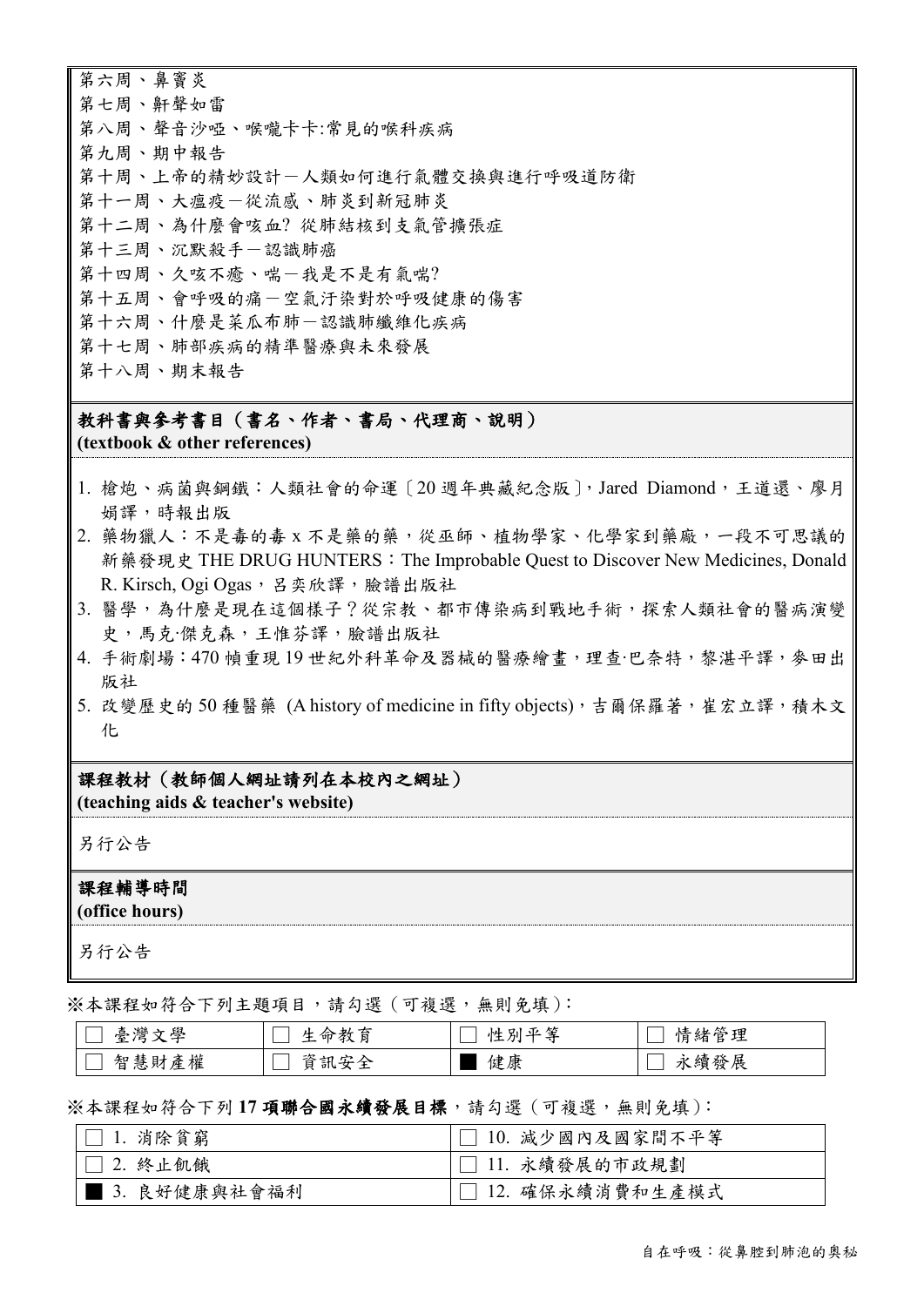第六周、鼻竇炎
第七周、鼾聲如雷
第八周、聲音沙啞、喉嚨卡卡:常見的喉科疾病
第九周、期中報告
第十周、上帝的精妙設計－人類如何進行氣體交換與進行呼吸道防衛
第十一周、大瘟疫－從流感、肺炎到新冠肺炎
第十二周、為什麼會咳血? 從肺結核到支氣管擴張症
第十三周、沉默殺手－認識肺癌
第十四周、久咳不癒、喘－我是不是有氣喘?
第十五周、會呼吸的痛－空氣汙染對於呼吸健康的傷害
第十六周、什麼是菜瓜布肺－認識肺纖維化疾病
第十七周、肺部疾病的精準醫療與未來發展
第十八周、期末報告

**教科書與參考書目（書名、作者、書局、代理商、說明）**
**(textbook & other references)**

1. 槍炮、病菌與鋼鐵：人類社會的命運〔20 週年典藏紀念版〕, Jared Diamond，王道還、廖月娟譯，時報出版
2. 藥物獵人：不是毒的毒 x 不是藥的藥，從巫師、植物學家、化學家到藥廠，一段不可思議的新藥發現史 THE DRUG HUNTERS：The Improbable Quest to Discover New Medicines, Donald R. Kirsch, Ogi Ogas，呂奕欣譯，臉譜出版社
3. 醫學，為什麼是現在這個樣子？從宗教、都市傳染病到戰地手術，探索人類社會的醫病演變史，馬克·傑克森，王惟芬譯，臉譜出版社
4. 手術劇場：470 幀重現 19 世紀外科革命及器械的醫療繪畫，理查·巴奈特，黎湛平譯，麥田出版社
5. 改變歷史的 50 種醫藥 (A history of medicine in fifty objects)，吉爾保羅著，崔宏立譯，積木文化

**課程教材（教師個人網址請列在本校內之網址）**
**(teaching aids & teacher's website)**

另行公告

**課程輔導時間**
**(office hours)**

另行公告

※本課程如符合下列主題項目，請勾選（可複選，無則免填）：

| | | | |
|---|---|---|---|
| ☐ 臺灣文學 | ☐ 生命教育 | ☐ 性別平等 | ☐ 情緒管理 |
| ☐ 智慧財產權 | ☐ 資訊安全 | ■ 健康 | ☐ 永續發展 |

※本課程如符合下列 **17 項聯合國永續發展目標**，請勾選（可複選，無則免填）：

| | |
|---|---|
| ☐ 1. 消除貧窮 | ☐ 10. 減少國內及國家間不平等 |
| ☐ 2. 終止飢餓 | ☐ 11. 永續發展的市政規劃 |
| ■ 3. 良好健康與社會福利 | ☐ 12. 確保永續消費和生產模式 |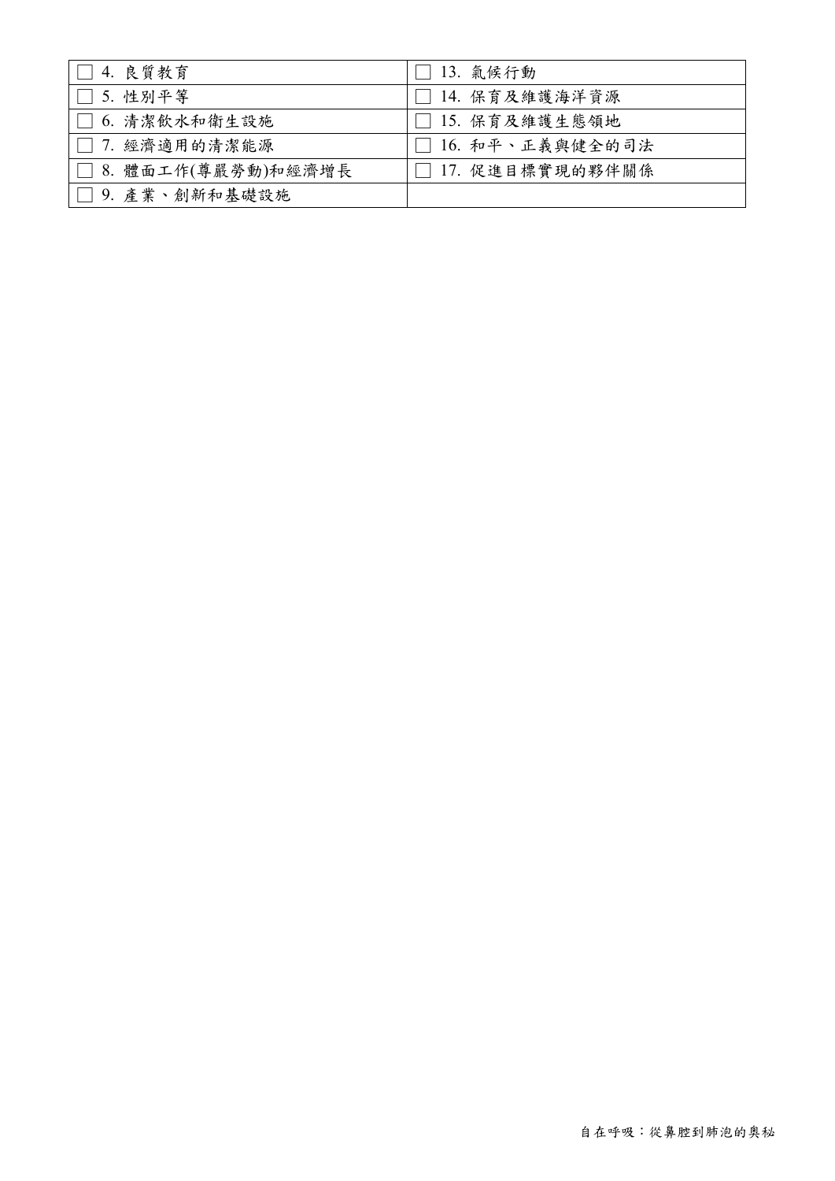| | |
|---|---|
| ☐ 4. 良質教育 | ☐ 13. 氣候行動 |
| ☐ 5. 性別平等 | ☐ 14. 保育及維護海洋資源 |
| ☐ 6. 清潔飲水和衛生設施 | ☐ 15. 保育及維護生態領地 |
| ☐ 7. 經濟適用的清潔能源 | ☐ 16. 和平、正義與健全的司法 |
| ☐ 8. 體面工作(尊嚴勞動)和經濟增長 | ☐ 17. 促進目標實現的夥伴關係 |
| ☐ 9. 產業、創新和基礎設施 | |